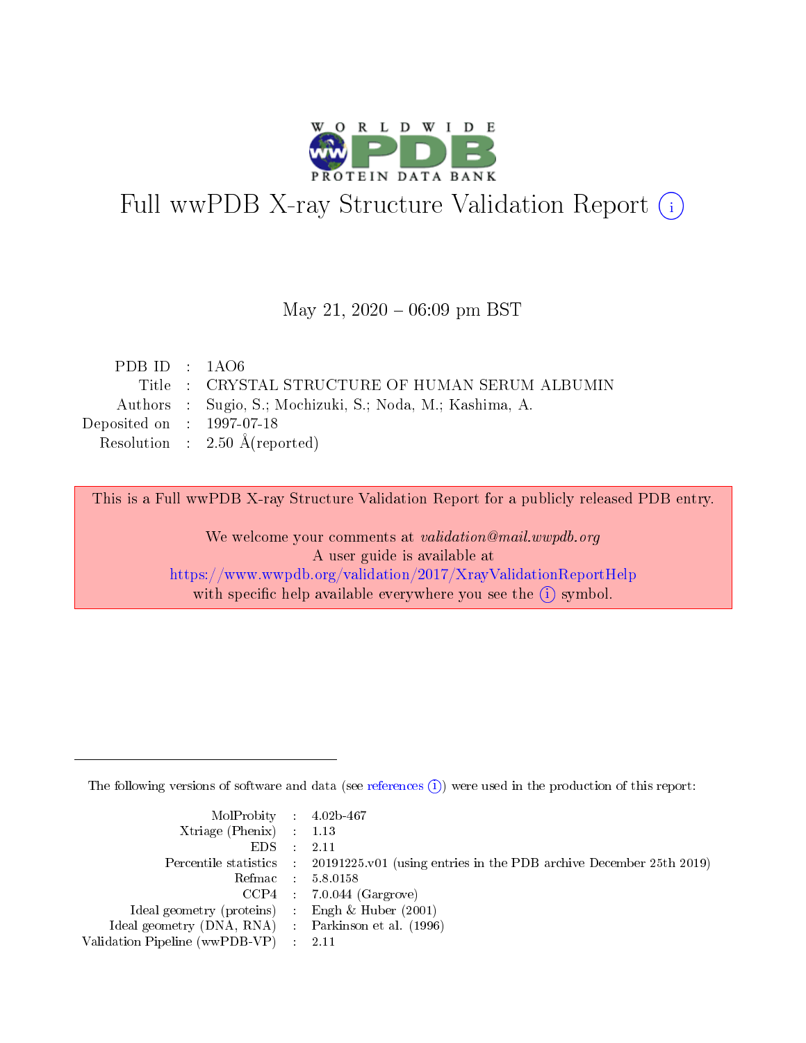# Full wwPDB X-ray Structure Validation Report (i)

May 21, 2020 – 06:09 pm BST

| | | |
|---|---|---|
| PDB ID | : | 1AO6 |
| Title | : | CRYSTAL STRUCTURE OF HUMAN SERUM ALBUMIN |
| Authors | : | Sugio, S.; Mochizuki, S.; Noda, M.; Kashima, A. |
| Deposited on | : | 1997-07-18 |
| Resolution | : | 2.50 Å(reported) |

This is a Full wwPDB X-ray Structure Validation Report for a publicly released PDB entry.

We welcome your comments at *validation@mail.wwpdb.org*
A user guide is available at
https://www.wwpdb.org/validation/2017/XrayValidationReportHelp
with specific help available everywhere you see the (i) symbol.

---

The following versions of software and data (see references (i)) were used in the production of this report:

| | | |
|---|---|---|
| MolProbity | : | 4.02b-467 |
| Xtriage (Phenix) | : | 1.13 |
| EDS | : | 2.11 |
| Percentile statistics | : | 20191225.v01 (using entries in the PDB archive December 25th 2019) |
| Refmac | : | 5.8.0158 |
| CCP4 | : | 7.0.044 (Gargrove) |
| Ideal geometry (proteins) | : | Engh & Huber (2001) |
| Ideal geometry (DNA, RNA) | : | Parkinson et al. (1996) |
| Validation Pipeline (wwPDB-VP) | : | 2.11 |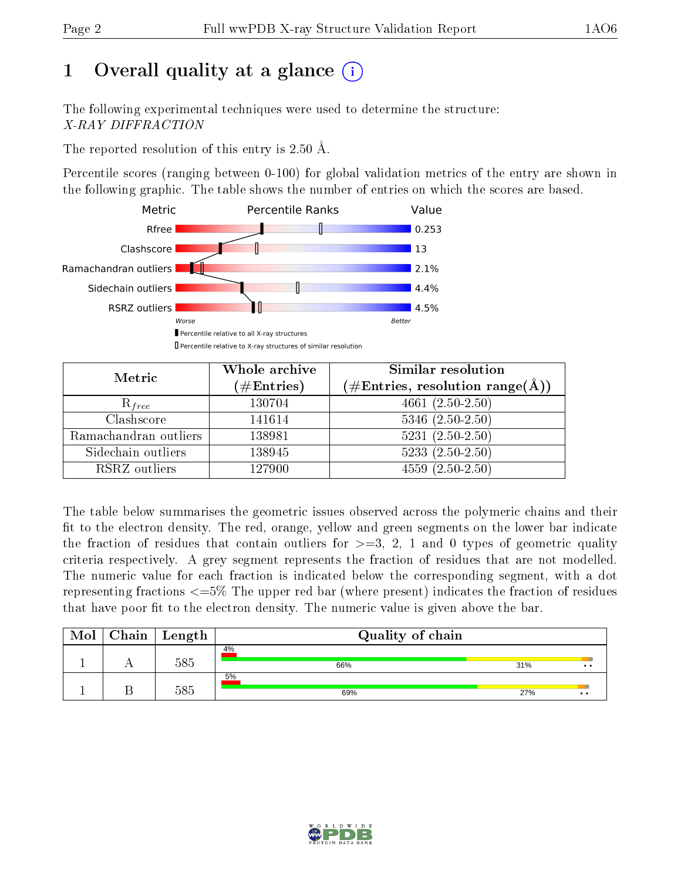# 1 Overall quality at a glance

The following experimental techniques were used to determine the structure:
*X-RAY DIFFRACTION*

The reported resolution of this entry is 2.50 Å.

Percentile scores (ranging between 0-100) for global validation metrics of the entry are shown in the following graphic. The table shows the number of entries on which the scores are based.

| Metric | Value |
|---|---|
| Rfree | 0.253 |
| Clashscore | 13 |
| Ramachandran outliers | 2.1% |
| Sidechain outliers | 4.4% |
| RSRZ outliers | 4.5% |

Worse — Better

▮ Percentile relative to all X-ray structures
▯ Percentile relative to X-ray structures of similar resolution

| Metric | Whole archive (#Entries) | Similar resolution (#Entries, resolution range(Å)) |
|---|---|---|
| $R_{free}$ | 130704 | 4661 (2.50-2.50) |
| Clashscore | 141614 | 5346 (2.50-2.50) |
| Ramachandran outliers | 138981 | 5231 (2.50-2.50) |
| Sidechain outliers | 138945 | 5233 (2.50-2.50) |
| RSRZ outliers | 127900 | 4559 (2.50-2.50) |

The table below summarises the geometric issues observed across the polymeric chains and their fit to the electron density. The red, orange, yellow and green segments on the lower bar indicate the fraction of residues that contain outliers for >=3, 2, 1 and 0 types of geometric quality criteria respectively. A grey segment represents the fraction of residues that are not modelled. The numeric value for each fraction is indicated below the corresponding segment, with a dot representing fractions <=5% The upper red bar (where present) indicates the fraction of residues that have poor fit to the electron density. The numeric value is given above the bar.

| Mol | Chain | Length | Quality of chain |
|---|---|---|---|
| 1 | A | 585 | 4% (poor fit); 66%, 31%, •, • |
| 1 | B | 585 | 5% (poor fit); 69%, 27%, •, • |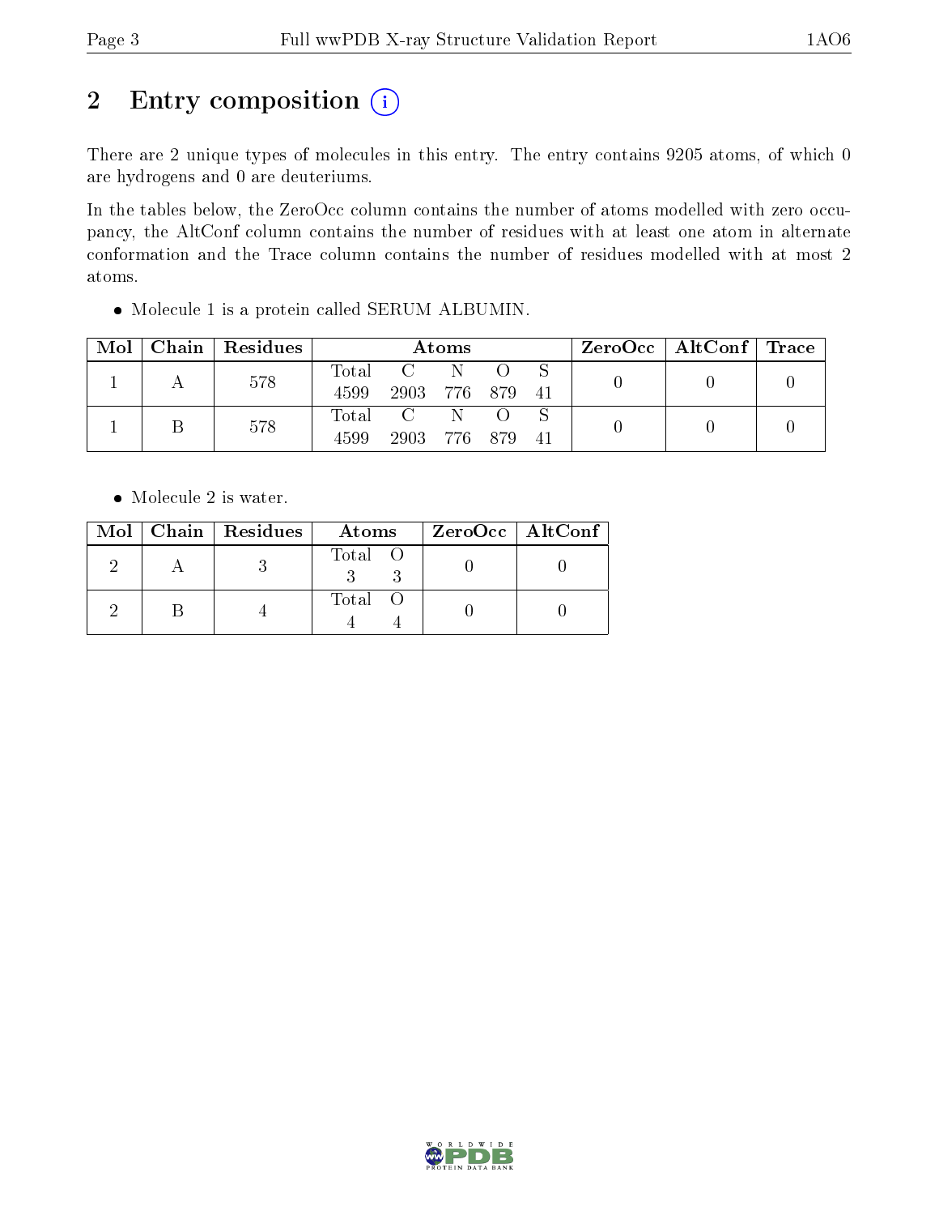# 2 Entry composition

There are 2 unique types of molecules in this entry. The entry contains 9205 atoms, of which 0 are hydrogens and 0 are deuteriums.

In the tables below, the ZeroOcc column contains the number of atoms modelled with zero occupancy, the AltConf column contains the number of residues with at least one atom in alternate conformation and the Trace column contains the number of residues modelled with at most 2 atoms.

- Molecule 1 is a protein called SERUM ALBUMIN.

| Mol | Chain | Residues | Atoms | | | | | ZeroOcc | AltConf | Trace |
|---|---|---|---|---|---|---|---|---|---|---|
| 1 | A | 578 | Total 4599 | C 2903 | N 776 | O 879 | S 41 | 0 | 0 | 0 |
| 1 | B | 578 | Total 4599 | C 2903 | N 776 | O 879 | S 41 | 0 | 0 | 0 |

- Molecule 2 is water.

| Mol | Chain | Residues | Atoms | | ZeroOcc | AltConf |
|---|---|---|---|---|---|---|
| 2 | A | 3 | Total 3 | O 3 | 0 | 0 |
| 2 | B | 4 | Total 4 | O 4 | 0 | 0 |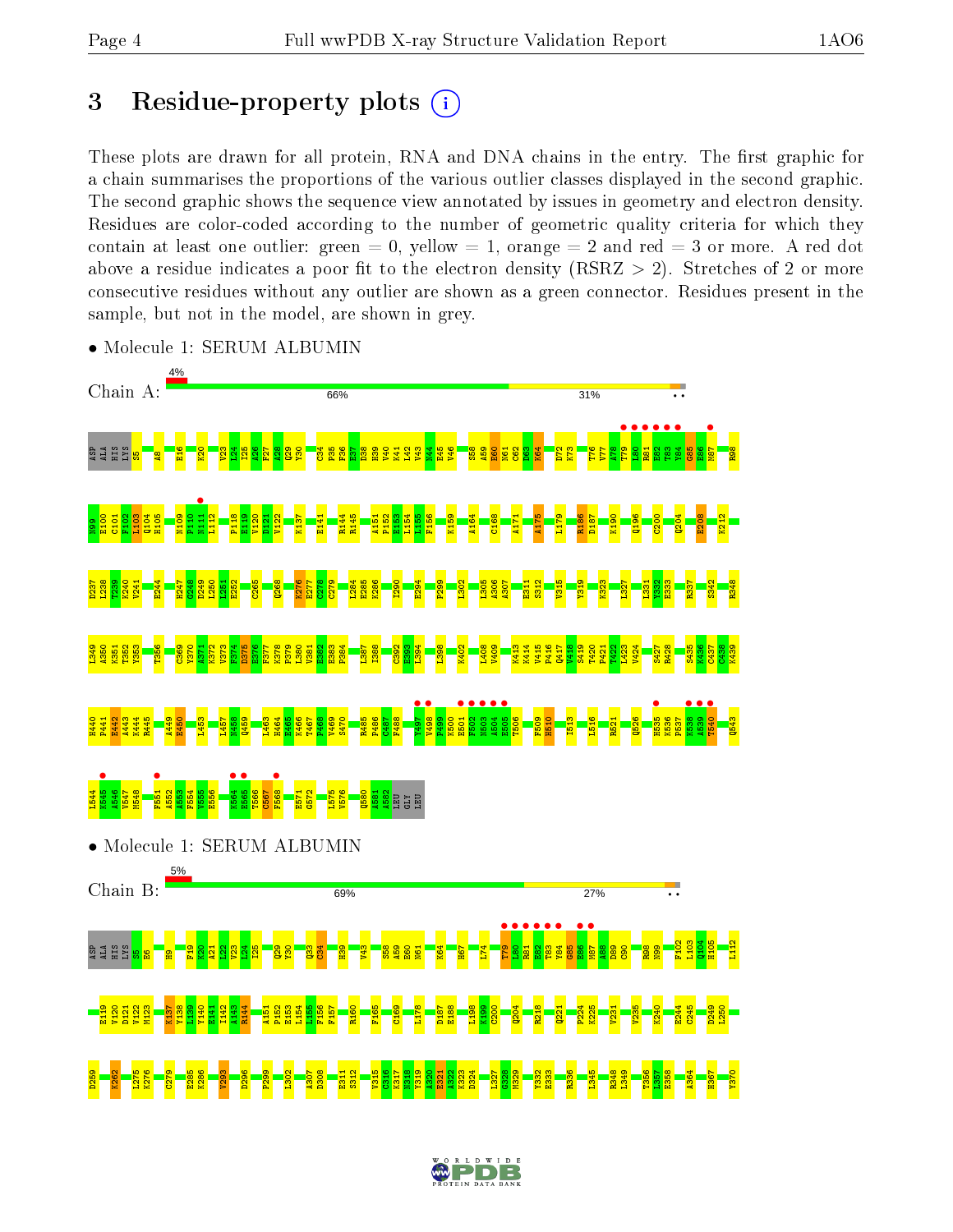# 3 Residue-property plots

These plots are drawn for all protein, RNA and DNA chains in the entry. The first graphic for a chain summarises the proportions of the various outlier classes displayed in the second graphic. The second graphic shows the sequence view annotated by issues in geometry and electron density. Residues are color-coded according to the number of geometric quality criteria for which they contain at least one outlier: green = 0, yellow = 1, orange = 2 and red = 3 or more. A red dot above a residue indicates a poor fit to the electron density (RSRZ > 2). Stretches of 2 or more consecutive residues without any outlier are shown as a green connector. Residues present in the sample, but not in the model, are shown in grey.

- Molecule 1: SERUM ALBUMIN

Chain A: 4% | 66% | 31%

- Molecule 1: SERUM ALBUMIN

Chain B: 5% | 69% | 27%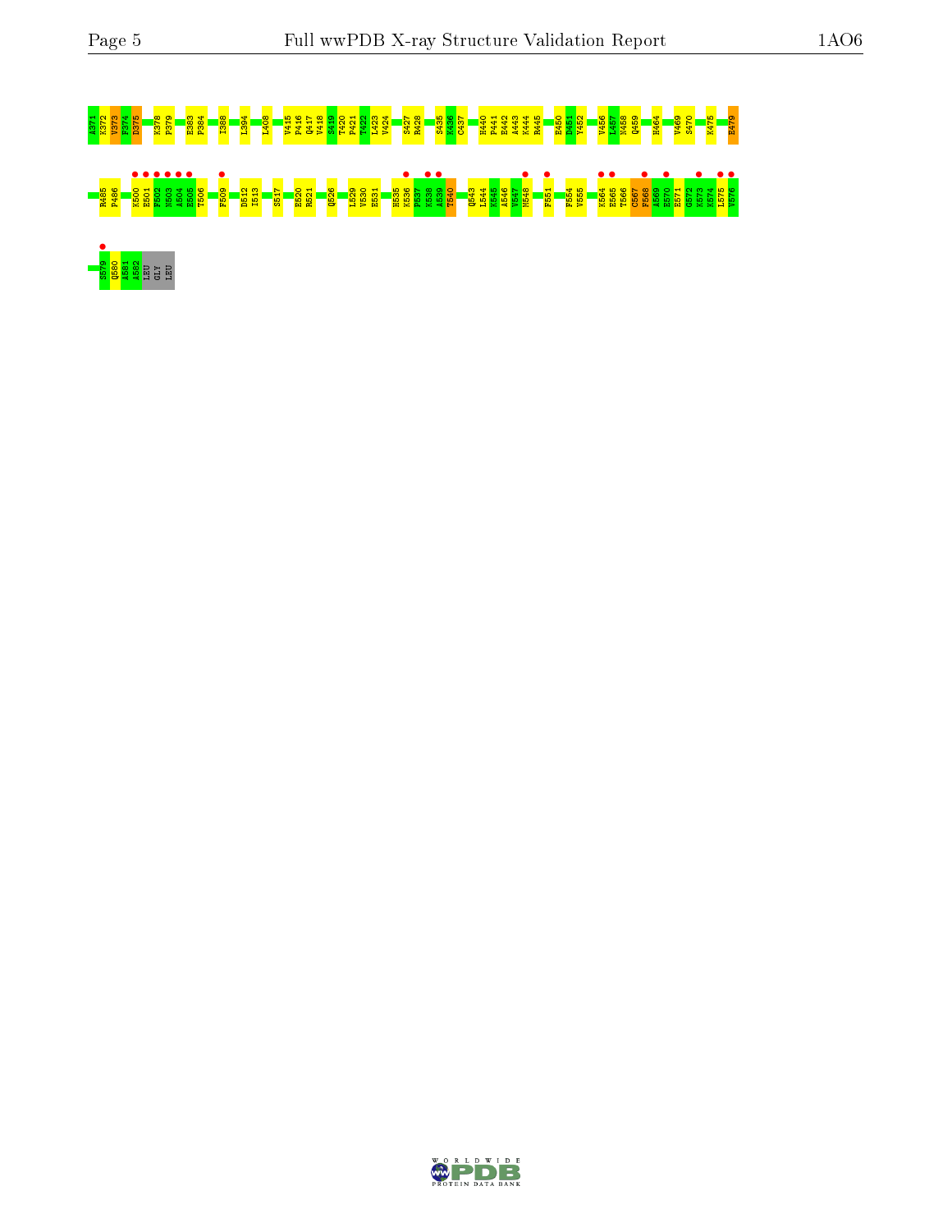A371 K372 V373 F374 D375 K378 F379 E383 P384 I388 L394 L408 V415 P416 Q417 V418 S419 T420 P421 T422 L423 V424 S427 R428 S435 K436 C437 H440 P441 E442 A443 K444 R445 E450 D451 Y452 V456 L457 N458 Q459 H464 V469 S470 K475 E479

R485 P486 K500 E501 F502 N503 A504 E505 T506 F509 D512 I513 S517 E520 R521 Q526 L529 V530 E531 H535 K536 F537 K538 A539 T540 Q543 L544 K545 A546 V547 M548 F551 F554 V555 K564 E565 T566 C567 F568 A569 E570 E571 G572 K573 K574 L575 V576

S579 Q580 A581 A582 LEU GLY LEU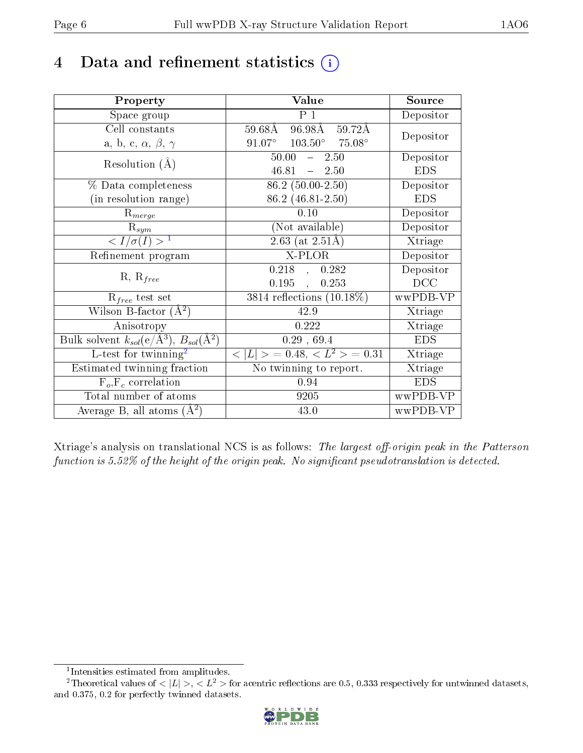# 4 Data and refinement statistics

| Property | Value | Source |
|---|---|---|
| Space group | P 1 | Depositor |
| Cell constants<br>a, b, c, $\alpha$, $\beta$, $\gamma$ | 59.68Å 96.98Å 59.72Å<br>91.07° 103.50° 75.08° | Depositor |
| Resolution (Å) | 50.00 – 2.50<br>46.81 – 2.50 | Depositor<br>EDS |
| % Data completeness<br>(in resolution range) | 86.2 (50.00-2.50)<br>86.2 (46.81-2.50) | Depositor<br>EDS |
| $R_{merge}$ | 0.10 | Depositor |
| $R_{sym}$ | (Not available) | Depositor |
| $< I/\sigma(I) >$ [1] | 2.63 (at 2.51Å) | Xtriage |
| Refinement program | X-PLOR | Depositor |
| R, $R_{free}$ | 0.218 , 0.282<br>0.195 , 0.253 | Depositor<br>DCC |
| $R_{free}$ test set | 3814 reflections (10.18%) | wwPDB-VP |
| Wilson B-factor (Å$^2$) | 42.9 | Xtriage |
| Anisotropy | 0.222 | Xtriage |
| Bulk solvent $k_{sol}$(e/Å$^3$), $B_{sol}$(Å$^2$) | 0.29 , 69.4 | EDS |
| L-test for twinning[2] | $< \|L\| >$ = 0.48, $< L^2 >$ = 0.31 | Xtriage |
| Estimated twinning fraction | No twinning to report. | Xtriage |
| $F_o$,$F_c$ correlation | 0.94 | EDS |
| Total number of atoms | 9205 | wwPDB-VP |
| Average B, all atoms (Å$^2$) | 43.0 | wwPDB-VP |

Xtriage's analysis on translational NCS is as follows: *The largest off-origin peak in the Patterson function is 5.52% of the height of the origin peak. No significant pseudotranslation is detected.*

[1] Intensities estimated from amplitudes.

[2] Theoretical values of $< |L| >$, $< L^2 >$ for acentric reflections are 0.5, 0.333 respectively for untwinned datasets, and 0.375, 0.2 for perfectly twinned datasets.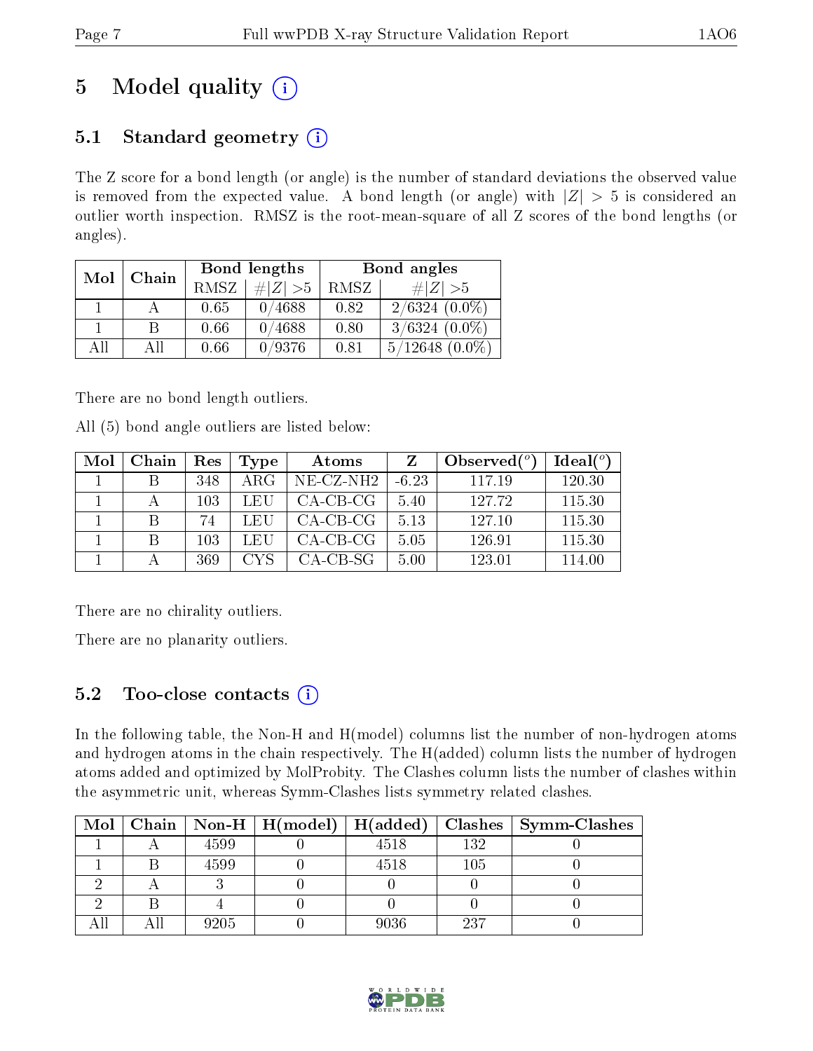# 5 Model quality

## 5.1 Standard geometry

The Z score for a bond length (or angle) is the number of standard deviations the observed value is removed from the expected value. A bond length (or angle) with $|Z| > 5$ is considered an outlier worth inspection. RMSZ is the root-mean-square of all Z scores of the bond lengths (or angles).

| Mol | Chain | Bond lengths | | Bond angles | |
|---|---|---|---|---|---|
| | | RMSZ | #\|Z\| >5 | RMSZ | #\|Z\| >5 |
| 1 | A | 0.65 | 0/4688 | 0.82 | 2/6324 (0.0%) |
| 1 | B | 0.66 | 0/4688 | 0.80 | 3/6324 (0.0%) |
| All | All | 0.66 | 0/9376 | 0.81 | 5/12648 (0.0%) |

There are no bond length outliers.

All (5) bond angle outliers are listed below:

| Mol | Chain | Res | Type | Atoms | Z | Observed(°) | Ideal(°) |
|---|---|---|---|---|---|---|---|
| 1 | B | 348 | ARG | NE-CZ-NH2 | -6.23 | 117.19 | 120.30 |
| 1 | A | 103 | LEU | CA-CB-CG | 5.40 | 127.72 | 115.30 |
| 1 | B | 74 | LEU | CA-CB-CG | 5.13 | 127.10 | 115.30 |
| 1 | B | 103 | LEU | CA-CB-CG | 5.05 | 126.91 | 115.30 |
| 1 | A | 369 | CYS | CA-CB-SG | 5.00 | 123.01 | 114.00 |

There are no chirality outliers.

There are no planarity outliers.

## 5.2 Too-close contacts

In the following table, the Non-H and H(model) columns list the number of non-hydrogen atoms and hydrogen atoms in the chain respectively. The H(added) column lists the number of hydrogen atoms added and optimized by MolProbity. The Clashes column lists the number of clashes within the asymmetric unit, whereas Symm-Clashes lists symmetry related clashes.

| Mol | Chain | Non-H | H(model) | H(added) | Clashes | Symm-Clashes |
|---|---|---|---|---|---|---|
| 1 | A | 4599 | 0 | 4518 | 132 | 0 |
| 1 | B | 4599 | 0 | 4518 | 105 | 0 |
| 2 | A | 3 | 0 | 0 | 0 | 0 |
| 2 | B | 4 | 0 | 0 | 0 | 0 |
| All | All | 9205 | 0 | 9036 | 237 | 0 |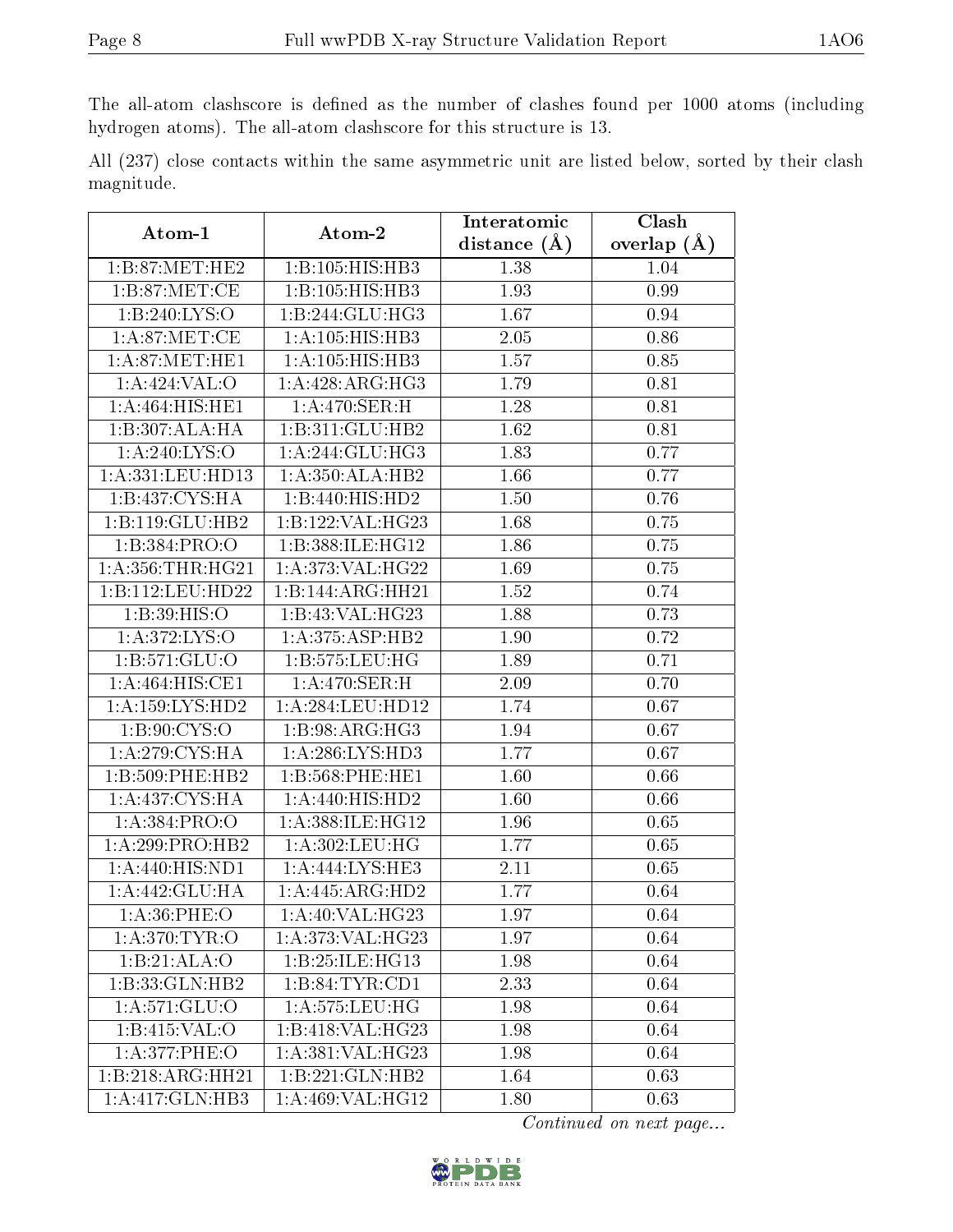The all-atom clashscore is defined as the number of clashes found per 1000 atoms (including hydrogen atoms). The all-atom clashscore for this structure is 13.

All (237) close contacts within the same asymmetric unit are listed below, sorted by their clash magnitude.

| Atom-1 | Atom-2 | Interatomic distance (Å) | Clash overlap (Å) |
|---|---|---|---|
| 1:B:87:MET:HE2 | 1:B:105:HIS:HB3 | 1.38 | 1.04 |
| 1:B:87:MET:CE | 1:B:105:HIS:HB3 | 1.93 | 0.99 |
| 1:B:240:LYS:O | 1:B:244:GLU:HG3 | 1.67 | 0.94 |
| 1:A:87:MET:CE | 1:A:105:HIS:HB3 | 2.05 | 0.86 |
| 1:A:87:MET:HE1 | 1:A:105:HIS:HB3 | 1.57 | 0.85 |
| 1:A:424:VAL:O | 1:A:428:ARG:HG3 | 1.79 | 0.81 |
| 1:A:464:HIS:HE1 | 1:A:470:SER:H | 1.28 | 0.81 |
| 1:B:307:ALA:HA | 1:B:311:GLU:HB2 | 1.62 | 0.81 |
| 1:A:240:LYS:O | 1:A:244:GLU:HG3 | 1.83 | 0.77 |
| 1:A:331:LEU:HD13 | 1:A:350:ALA:HB2 | 1.66 | 0.77 |
| 1:B:437:CYS:HA | 1:B:440:HIS:HD2 | 1.50 | 0.76 |
| 1:B:119:GLU:HB2 | 1:B:122:VAL:HG23 | 1.68 | 0.75 |
| 1:B:384:PRO:O | 1:B:388:ILE:HG12 | 1.86 | 0.75 |
| 1:A:356:THR:HG21 | 1:A:373:VAL:HG22 | 1.69 | 0.75 |
| 1:B:112:LEU:HD22 | 1:B:144:ARG:HH21 | 1.52 | 0.74 |
| 1:B:39:HIS:O | 1:B:43:VAL:HG23 | 1.88 | 0.73 |
| 1:A:372:LYS:O | 1:A:375:ASP:HB2 | 1.90 | 0.72 |
| 1:B:571:GLU:O | 1:B:575:LEU:HG | 1.89 | 0.71 |
| 1:A:464:HIS:CE1 | 1:A:470:SER:H | 2.09 | 0.70 |
| 1:A:159:LYS:HD2 | 1:A:284:LEU:HD12 | 1.74 | 0.67 |
| 1:B:90:CYS:O | 1:B:98:ARG:HG3 | 1.94 | 0.67 |
| 1:A:279:CYS:HA | 1:A:286:LYS:HD3 | 1.77 | 0.67 |
| 1:B:509:PHE:HB2 | 1:B:568:PHE:HE1 | 1.60 | 0.66 |
| 1:A:437:CYS:HA | 1:A:440:HIS:HD2 | 1.60 | 0.66 |
| 1:A:384:PRO:O | 1:A:388:ILE:HG12 | 1.96 | 0.65 |
| 1:A:299:PRO:HB2 | 1:A:302:LEU:HG | 1.77 | 0.65 |
| 1:A:440:HIS:ND1 | 1:A:444:LYS:HE3 | 2.11 | 0.65 |
| 1:A:442:GLU:HA | 1:A:445:ARG:HD2 | 1.77 | 0.64 |
| 1:A:36:PHE:O | 1:A:40:VAL:HG23 | 1.97 | 0.64 |
| 1:A:370:TYR:O | 1:A:373:VAL:HG23 | 1.97 | 0.64 |
| 1:B:21:ALA:O | 1:B:25:ILE:HG13 | 1.98 | 0.64 |
| 1:B:33:GLN:HB2 | 1:B:84:TYR:CD1 | 2.33 | 0.64 |
| 1:A:571:GLU:O | 1:A:575:LEU:HG | 1.98 | 0.64 |
| 1:B:415:VAL:O | 1:B:418:VAL:HG23 | 1.98 | 0.64 |
| 1:A:377:PHE:O | 1:A:381:VAL:HG23 | 1.98 | 0.64 |
| 1:B:218:ARG:HH21 | 1:B:221:GLN:HB2 | 1.64 | 0.63 |
| 1:A:417:GLN:HB3 | 1:A:469:VAL:HG12 | 1.80 | 0.63 |

*Continued on next page...*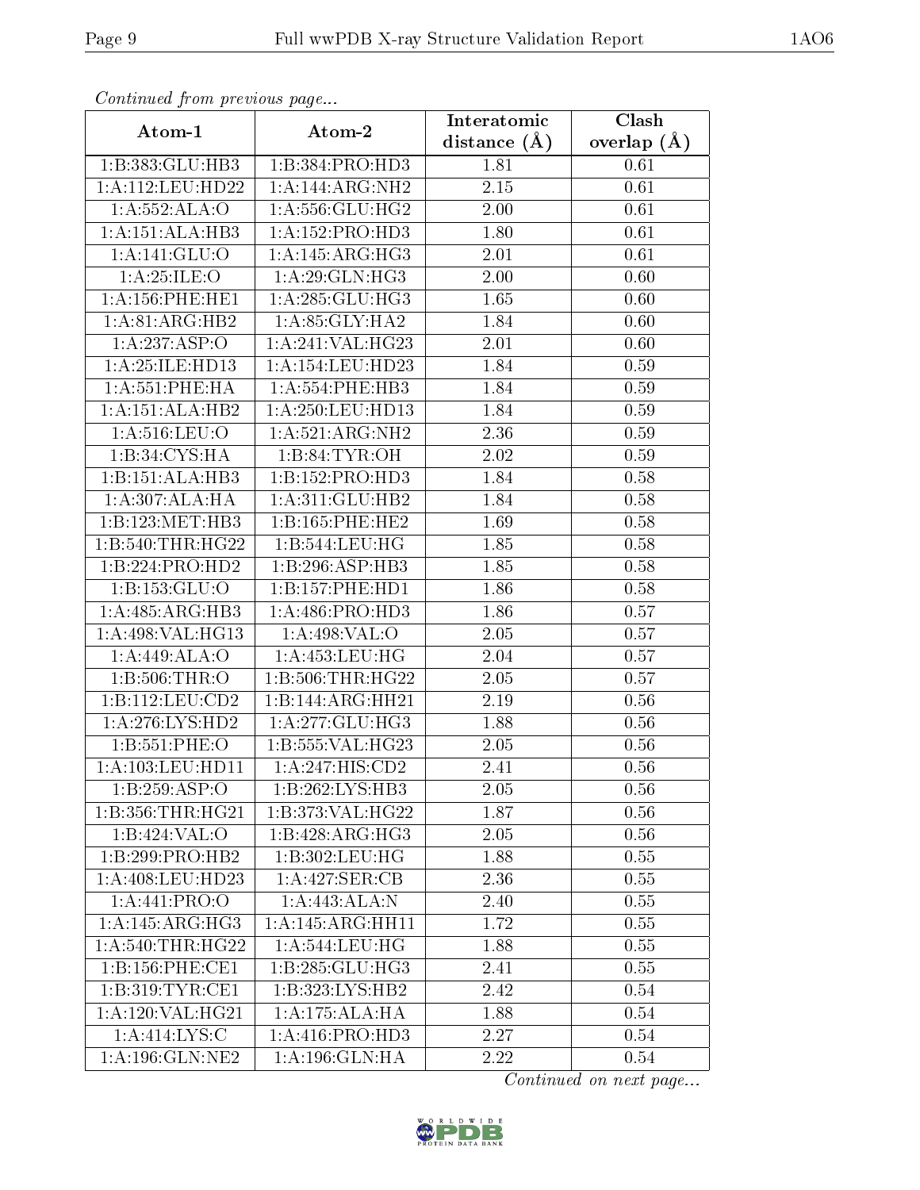*Continued from previous page...*

| Atom-1 | Atom-2 | Interatomic distance (Å) | Clash overlap (Å) |
| --- | --- | --- | --- |
| 1:B:383:GLU:HB3 | 1:B:384:PRO:HD3 | 1.81 | 0.61 |
| 1:A:112:LEU:HD22 | 1:A:144:ARG:NH2 | 2.15 | 0.61 |
| 1:A:552:ALA:O | 1:A:556:GLU:HG2 | 2.00 | 0.61 |
| 1:A:151:ALA:HB3 | 1:A:152:PRO:HD3 | 1.80 | 0.61 |
| 1:A:141:GLU:O | 1:A:145:ARG:HG3 | 2.01 | 0.61 |
| 1:A:25:ILE:O | 1:A:29:GLN:HG3 | 2.00 | 0.60 |
| 1:A:156:PHE:HE1 | 1:A:285:GLU:HG3 | 1.65 | 0.60 |
| 1:A:81:ARG:HB2 | 1:A:85:GLY:HA2 | 1.84 | 0.60 |
| 1:A:237:ASP:O | 1:A:241:VAL:HG23 | 2.01 | 0.60 |
| 1:A:25:ILE:HD13 | 1:A:154:LEU:HD23 | 1.84 | 0.59 |
| 1:A:551:PHE:HA | 1:A:554:PHE:HB3 | 1.84 | 0.59 |
| 1:A:151:ALA:HB2 | 1:A:250:LEU:HD13 | 1.84 | 0.59 |
| 1:A:516:LEU:O | 1:A:521:ARG:NH2 | 2.36 | 0.59 |
| 1:B:34:CYS:HA | 1:B:84:TYR:OH | 2.02 | 0.59 |
| 1:B:151:ALA:HB3 | 1:B:152:PRO:HD3 | 1.84 | 0.58 |
| 1:A:307:ALA:HA | 1:A:311:GLU:HB2 | 1.84 | 0.58 |
| 1:B:123:MET:HB3 | 1:B:165:PHE:HE2 | 1.69 | 0.58 |
| 1:B:540:THR:HG22 | 1:B:544:LEU:HG | 1.85 | 0.58 |
| 1:B:224:PRO:HD2 | 1:B:296:ASP:HB3 | 1.85 | 0.58 |
| 1:B:153:GLU:O | 1:B:157:PHE:HD1 | 1.86 | 0.58 |
| 1:A:485:ARG:HB3 | 1:A:486:PRO:HD3 | 1.86 | 0.57 |
| 1:A:498:VAL:HG13 | 1:A:498:VAL:O | 2.05 | 0.57 |
| 1:A:449:ALA:O | 1:A:453:LEU:HG | 2.04 | 0.57 |
| 1:B:506:THR:O | 1:B:506:THR:HG22 | 2.05 | 0.57 |
| 1:B:112:LEU:CD2 | 1:B:144:ARG:HH21 | 2.19 | 0.56 |
| 1:A:276:LYS:HD2 | 1:A:277:GLU:HG3 | 1.88 | 0.56 |
| 1:B:551:PHE:O | 1:B:555:VAL:HG23 | 2.05 | 0.56 |
| 1:A:103:LEU:HD11 | 1:A:247:HIS:CD2 | 2.41 | 0.56 |
| 1:B:259:ASP:O | 1:B:262:LYS:HB3 | 2.05 | 0.56 |
| 1:B:356:THR:HG21 | 1:B:373:VAL:HG22 | 1.87 | 0.56 |
| 1:B:424:VAL:O | 1:B:428:ARG:HG3 | 2.05 | 0.56 |
| 1:B:299:PRO:HB2 | 1:B:302:LEU:HG | 1.88 | 0.55 |
| 1:A:408:LEU:HD23 | 1:A:427:SER:CB | 2.36 | 0.55 |
| 1:A:441:PRO:O | 1:A:443:ALA:N | 2.40 | 0.55 |
| 1:A:145:ARG:HG3 | 1:A:145:ARG:HH11 | 1.72 | 0.55 |
| 1:A:540:THR:HG22 | 1:A:544:LEU:HG | 1.88 | 0.55 |
| 1:B:156:PHE:CE1 | 1:B:285:GLU:HG3 | 2.41 | 0.55 |
| 1:B:319:TYR:CE1 | 1:B:323:LYS:HB2 | 2.42 | 0.54 |
| 1:A:120:VAL:HG21 | 1:A:175:ALA:HA | 1.88 | 0.54 |
| 1:A:414:LYS:C | 1:A:416:PRO:HD3 | 2.27 | 0.54 |
| 1:A:196:GLN:NE2 | 1:A:196:GLN:HA | 2.22 | 0.54 |

*Continued on next page...*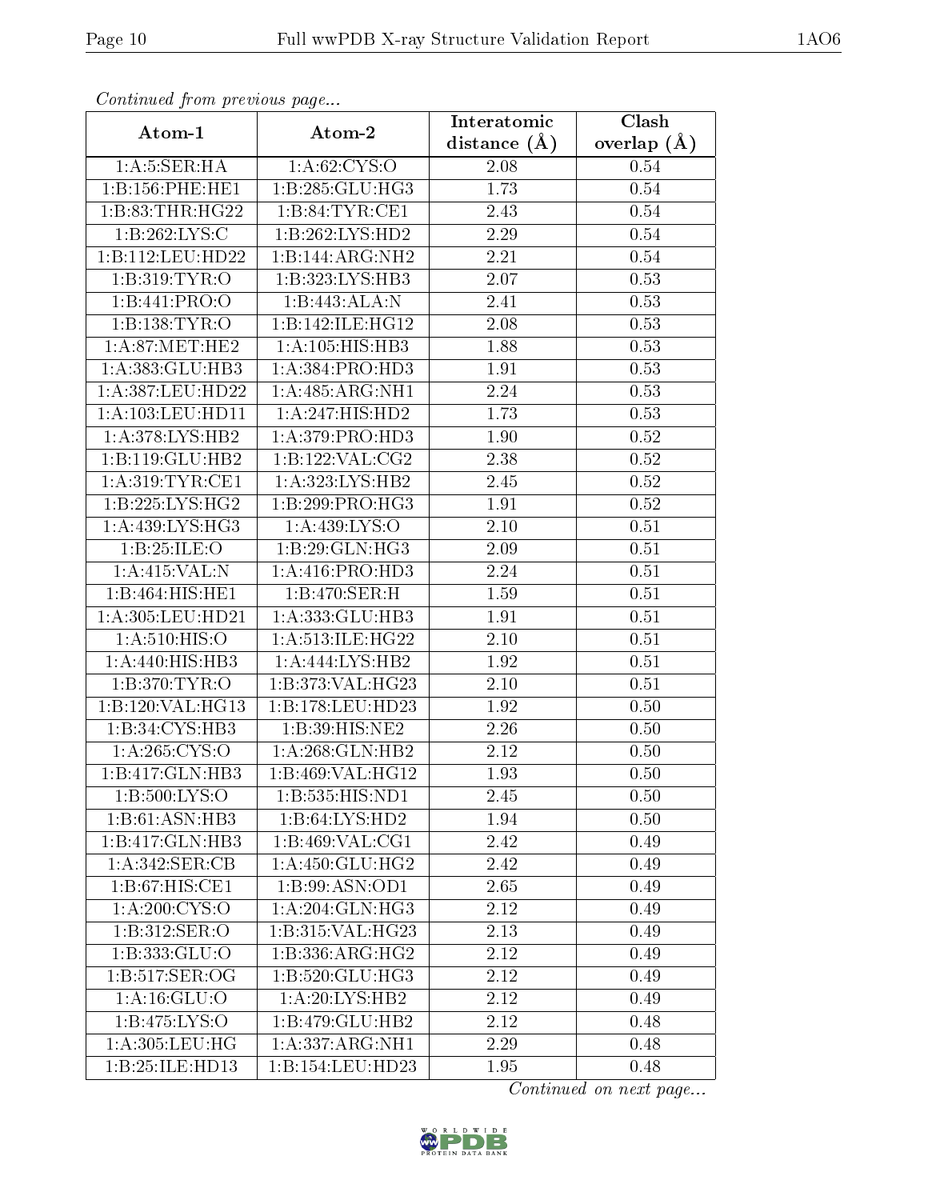*Continued from previous page...*

| Atom-1 | Atom-2 | Interatomic distance (Å) | Clash overlap (Å) |
|---|---|---|---|
| 1:A:5:SER:HA | 1:A:62:CYS:O | 2.08 | 0.54 |
| 1:B:156:PHE:HE1 | 1:B:285:GLU:HG3 | 1.73 | 0.54 |
| 1:B:83:THR:HG22 | 1:B:84:TYR:CE1 | 2.43 | 0.54 |
| 1:B:262:LYS:C | 1:B:262:LYS:HD2 | 2.29 | 0.54 |
| 1:B:112:LEU:HD22 | 1:B:144:ARG:NH2 | 2.21 | 0.54 |
| 1:B:319:TYR:O | 1:B:323:LYS:HB3 | 2.07 | 0.53 |
| 1:B:441:PRO:O | 1:B:443:ALA:N | 2.41 | 0.53 |
| 1:B:138:TYR:O | 1:B:142:ILE:HG12 | 2.08 | 0.53 |
| 1:A:87:MET:HE2 | 1:A:105:HIS:HB3 | 1.88 | 0.53 |
| 1:A:383:GLU:HB3 | 1:A:384:PRO:HD3 | 1.91 | 0.53 |
| 1:A:387:LEU:HD22 | 1:A:485:ARG:NH1 | 2.24 | 0.53 |
| 1:A:103:LEU:HD11 | 1:A:247:HIS:HD2 | 1.73 | 0.53 |
| 1:A:378:LYS:HB2 | 1:A:379:PRO:HD3 | 1.90 | 0.52 |
| 1:B:119:GLU:HB2 | 1:B:122:VAL:CG2 | 2.38 | 0.52 |
| 1:A:319:TYR:CE1 | 1:A:323:LYS:HB2 | 2.45 | 0.52 |
| 1:B:225:LYS:HG2 | 1:B:299:PRO:HG3 | 1.91 | 0.52 |
| 1:A:439:LYS:HG3 | 1:A:439:LYS:O | 2.10 | 0.51 |
| 1:B:25:ILE:O | 1:B:29:GLN:HG3 | 2.09 | 0.51 |
| 1:A:415:VAL:N | 1:A:416:PRO:HD3 | 2.24 | 0.51 |
| 1:B:464:HIS:HE1 | 1:B:470:SER:H | 1.59 | 0.51 |
| 1:A:305:LEU:HD21 | 1:A:333:GLU:HB3 | 1.91 | 0.51 |
| 1:A:510:HIS:O | 1:A:513:ILE:HG22 | 2.10 | 0.51 |
| 1:A:440:HIS:HB3 | 1:A:444:LYS:HB2 | 1.92 | 0.51 |
| 1:B:370:TYR:O | 1:B:373:VAL:HG23 | 2.10 | 0.51 |
| 1:B:120:VAL:HG13 | 1:B:178:LEU:HD23 | 1.92 | 0.50 |
| 1:B:34:CYS:HB3 | 1:B:39:HIS:NE2 | 2.26 | 0.50 |
| 1:A:265:CYS:O | 1:A:268:GLN:HB2 | 2.12 | 0.50 |
| 1:B:417:GLN:HB3 | 1:B:469:VAL:HG12 | 1.93 | 0.50 |
| 1:B:500:LYS:O | 1:B:535:HIS:ND1 | 2.45 | 0.50 |
| 1:B:61:ASN:HB3 | 1:B:64:LYS:HD2 | 1.94 | 0.50 |
| 1:B:417:GLN:HB3 | 1:B:469:VAL:CG1 | 2.42 | 0.49 |
| 1:A:342:SER:CB | 1:A:450:GLU:HG2 | 2.42 | 0.49 |
| 1:B:67:HIS:CE1 | 1:B:99:ASN:OD1 | 2.65 | 0.49 |
| 1:A:200:CYS:O | 1:A:204:GLN:HG3 | 2.12 | 0.49 |
| 1:B:312:SER:O | 1:B:315:VAL:HG23 | 2.13 | 0.49 |
| 1:B:333:GLU:O | 1:B:336:ARG:HG2 | 2.12 | 0.49 |
| 1:B:517:SER:OG | 1:B:520:GLU:HG3 | 2.12 | 0.49 |
| 1:A:16:GLU:O | 1:A:20:LYS:HB2 | 2.12 | 0.49 |
| 1:B:475:LYS:O | 1:B:479:GLU:HB2 | 2.12 | 0.48 |
| 1:A:305:LEU:HG | 1:A:337:ARG:NH1 | 2.29 | 0.48 |
| 1:B:25:ILE:HD13 | 1:B:154:LEU:HD23 | 1.95 | 0.48 |

*Continued on next page...*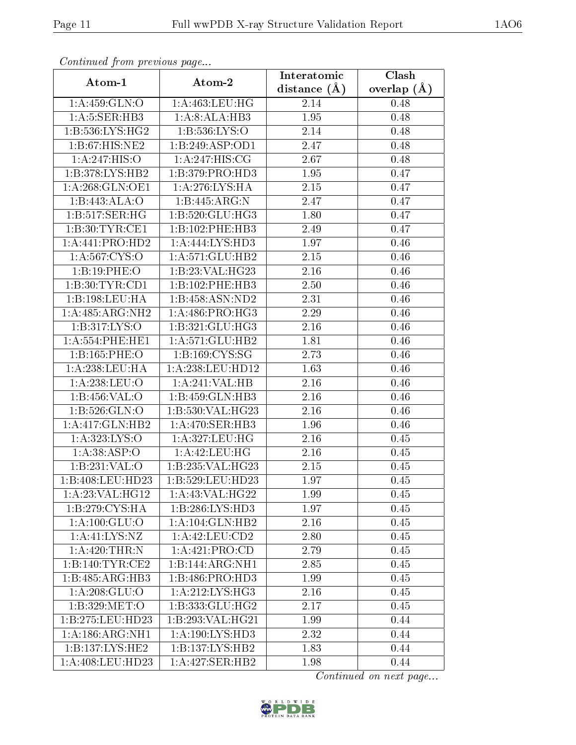*Continued from previous page...*

| Atom-1 | Atom-2 | Interatomic distance (Å) | Clash overlap (Å) |
|---|---|---|---|
| 1:A:459:GLN:O | 1:A:463:LEU:HG | 2.14 | 0.48 |
| 1:A:5:SER:HB3 | 1:A:8:ALA:HB3 | 1.95 | 0.48 |
| 1:B:536:LYS:HG2 | 1:B:536:LYS:O | 2.14 | 0.48 |
| 1:B:67:HIS:NE2 | 1:B:249:ASP:OD1 | 2.47 | 0.48 |
| 1:A:247:HIS:O | 1:A:247:HIS:CG | 2.67 | 0.48 |
| 1:B:378:LYS:HB2 | 1:B:379:PRO:HD3 | 1.95 | 0.47 |
| 1:A:268:GLN:OE1 | 1:A:276:LYS:HA | 2.15 | 0.47 |
| 1:B:443:ALA:O | 1:B:445:ARG:N | 2.47 | 0.47 |
| 1:B:517:SER:HG | 1:B:520:GLU:HG3 | 1.80 | 0.47 |
| 1:B:30:TYR:CE1 | 1:B:102:PHE:HB3 | 2.49 | 0.47 |
| 1:A:441:PRO:HD2 | 1:A:444:LYS:HD3 | 1.97 | 0.46 |
| 1:A:567:CYS:O | 1:A:571:GLU:HB2 | 2.15 | 0.46 |
| 1:B:19:PHE:O | 1:B:23:VAL:HG23 | 2.16 | 0.46 |
| 1:B:30:TYR:CD1 | 1:B:102:PHE:HB3 | 2.50 | 0.46 |
| 1:B:198:LEU:HA | 1:B:458:ASN:ND2 | 2.31 | 0.46 |
| 1:A:485:ARG:NH2 | 1:A:486:PRO:HG3 | 2.29 | 0.46 |
| 1:B:317:LYS:O | 1:B:321:GLU:HG3 | 2.16 | 0.46 |
| 1:A:554:PHE:HE1 | 1:A:571:GLU:HB2 | 1.81 | 0.46 |
| 1:B:165:PHE:O | 1:B:169:CYS:SG | 2.73 | 0.46 |
| 1:A:238:LEU:HA | 1:A:238:LEU:HD12 | 1.63 | 0.46 |
| 1:A:238:LEU:O | 1:A:241:VAL:HB | 2.16 | 0.46 |
| 1:B:456:VAL:O | 1:B:459:GLN:HB3 | 2.16 | 0.46 |
| 1:B:526:GLN:O | 1:B:530:VAL:HG23 | 2.16 | 0.46 |
| 1:A:417:GLN:HB2 | 1:A:470:SER:HB3 | 1.96 | 0.46 |
| 1:A:323:LYS:O | 1:A:327:LEU:HG | 2.16 | 0.45 |
| 1:A:38:ASP:O | 1:A:42:LEU:HG | 2.16 | 0.45 |
| 1:B:231:VAL:O | 1:B:235:VAL:HG23 | 2.15 | 0.45 |
| 1:B:408:LEU:HD23 | 1:B:529:LEU:HD23 | 1.97 | 0.45 |
| 1:A:23:VAL:HG12 | 1:A:43:VAL:HG22 | 1.99 | 0.45 |
| 1:B:279:CYS:HA | 1:B:286:LYS:HD3 | 1.97 | 0.45 |
| 1:A:100:GLU:O | 1:A:104:GLN:HB2 | 2.16 | 0.45 |
| 1:A:41:LYS:NZ | 1:A:42:LEU:CD2 | 2.80 | 0.45 |
| 1:A:420:THR:N | 1:A:421:PRO:CD | 2.79 | 0.45 |
| 1:B:140:TYR:CE2 | 1:B:144:ARG:NH1 | 2.85 | 0.45 |
| 1:B:485:ARG:HB3 | 1:B:486:PRO:HD3 | 1.99 | 0.45 |
| 1:A:208:GLU:O | 1:A:212:LYS:HG3 | 2.16 | 0.45 |
| 1:B:329:MET:O | 1:B:333:GLU:HG2 | 2.17 | 0.45 |
| 1:B:275:LEU:HD23 | 1:B:293:VAL:HG21 | 1.99 | 0.44 |
| 1:A:186:ARG:NH1 | 1:A:190:LYS:HD3 | 2.32 | 0.44 |
| 1:B:137:LYS:HE2 | 1:B:137:LYS:HB2 | 1.83 | 0.44 |
| 1:A:408:LEU:HD23 | 1:A:427:SER:HB2 | 1.98 | 0.44 |

*Continued on next page...*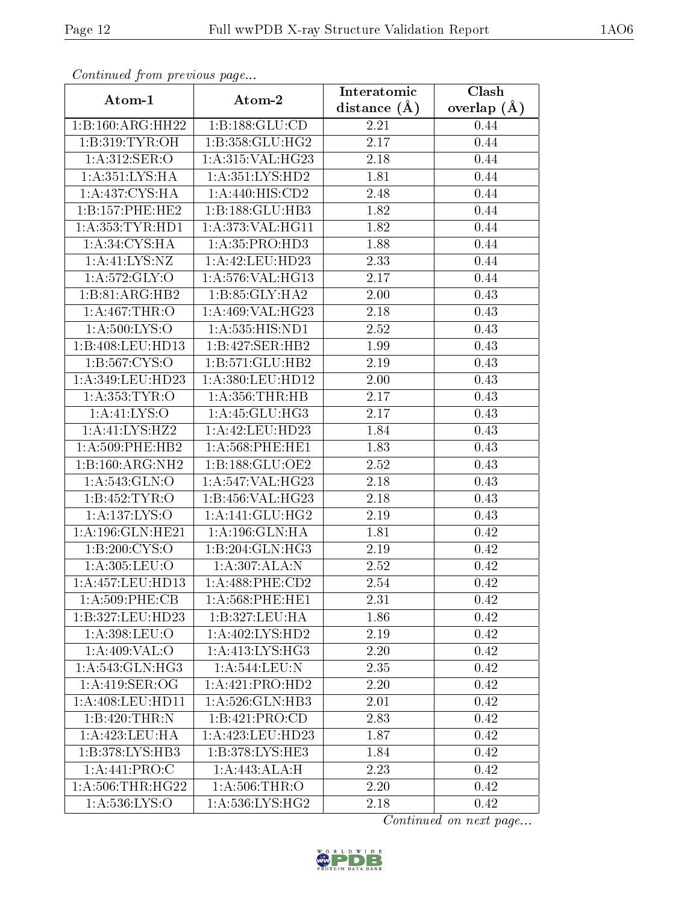*Continued from previous page...*

| Atom-1 | Atom-2 | Interatomic distance (Å) | Clash overlap (Å) |
| --- | --- | --- | --- |
| 1:B:160:ARG:HH22 | 1:B:188:GLU:CD | 2.21 | 0.44 |
| 1:B:319:TYR:OH | 1:B:358:GLU:HG2 | 2.17 | 0.44 |
| 1:A:312:SER:O | 1:A:315:VAL:HG23 | 2.18 | 0.44 |
| 1:A:351:LYS:HA | 1:A:351:LYS:HD2 | 1.81 | 0.44 |
| 1:A:437:CYS:HA | 1:A:440:HIS:CD2 | 2.48 | 0.44 |
| 1:B:157:PHE:HE2 | 1:B:188:GLU:HB3 | 1.82 | 0.44 |
| 1:A:353:TYR:HD1 | 1:A:373:VAL:HG11 | 1.82 | 0.44 |
| 1:A:34:CYS:HA | 1:A:35:PRO:HD3 | 1.88 | 0.44 |
| 1:A:41:LYS:NZ | 1:A:42:LEU:HD23 | 2.33 | 0.44 |
| 1:A:572:GLY:O | 1:A:576:VAL:HG13 | 2.17 | 0.44 |
| 1:B:81:ARG:HB2 | 1:B:85:GLY:HA2 | 2.00 | 0.43 |
| 1:A:467:THR:O | 1:A:469:VAL:HG23 | 2.18 | 0.43 |
| 1:A:500:LYS:O | 1:A:535:HIS:ND1 | 2.52 | 0.43 |
| 1:B:408:LEU:HD13 | 1:B:427:SER:HB2 | 1.99 | 0.43 |
| 1:B:567:CYS:O | 1:B:571:GLU:HB2 | 2.19 | 0.43 |
| 1:A:349:LEU:HD23 | 1:A:380:LEU:HD12 | 2.00 | 0.43 |
| 1:A:353:TYR:O | 1:A:356:THR:HB | 2.17 | 0.43 |
| 1:A:41:LYS:O | 1:A:45:GLU:HG3 | 2.17 | 0.43 |
| 1:A:41:LYS:HZ2 | 1:A:42:LEU:HD23 | 1.84 | 0.43 |
| 1:A:509:PHE:HB2 | 1:A:568:PHE:HE1 | 1.83 | 0.43 |
| 1:B:160:ARG:NH2 | 1:B:188:GLU:OE2 | 2.52 | 0.43 |
| 1:A:543:GLN:O | 1:A:547:VAL:HG23 | 2.18 | 0.43 |
| 1:B:452:TYR:O | 1:B:456:VAL:HG23 | 2.18 | 0.43 |
| 1:A:137:LYS:O | 1:A:141:GLU:HG2 | 2.19 | 0.43 |
| 1:A:196:GLN:HE21 | 1:A:196:GLN:HA | 1.81 | 0.42 |
| 1:B:200:CYS:O | 1:B:204:GLN:HG3 | 2.19 | 0.42 |
| 1:A:305:LEU:O | 1:A:307:ALA:N | 2.52 | 0.42 |
| 1:A:457:LEU:HD13 | 1:A:488:PHE:CD2 | 2.54 | 0.42 |
| 1:A:509:PHE:CB | 1:A:568:PHE:HE1 | 2.31 | 0.42 |
| 1:B:327:LEU:HD23 | 1:B:327:LEU:HA | 1.86 | 0.42 |
| 1:A:398:LEU:O | 1:A:402:LYS:HD2 | 2.19 | 0.42 |
| 1:A:409:VAL:O | 1:A:413:LYS:HG3 | 2.20 | 0.42 |
| 1:A:543:GLN:HG3 | 1:A:544:LEU:N | 2.35 | 0.42 |
| 1:A:419:SER:OG | 1:A:421:PRO:HD2 | 2.20 | 0.42 |
| 1:A:408:LEU:HD11 | 1:A:526:GLN:HB3 | 2.01 | 0.42 |
| 1:B:420:THR:N | 1:B:421:PRO:CD | 2.83 | 0.42 |
| 1:A:423:LEU:HA | 1:A:423:LEU:HD23 | 1.87 | 0.42 |
| 1:B:378:LYS:HB3 | 1:B:378:LYS:HE3 | 1.84 | 0.42 |
| 1:A:441:PRO:C | 1:A:443:ALA:H | 2.23 | 0.42 |
| 1:A:506:THR:HG22 | 1:A:506:THR:O | 2.20 | 0.42 |
| 1:A:536:LYS:O | 1:A:536:LYS:HG2 | 2.18 | 0.42 |

*Continued on next page...*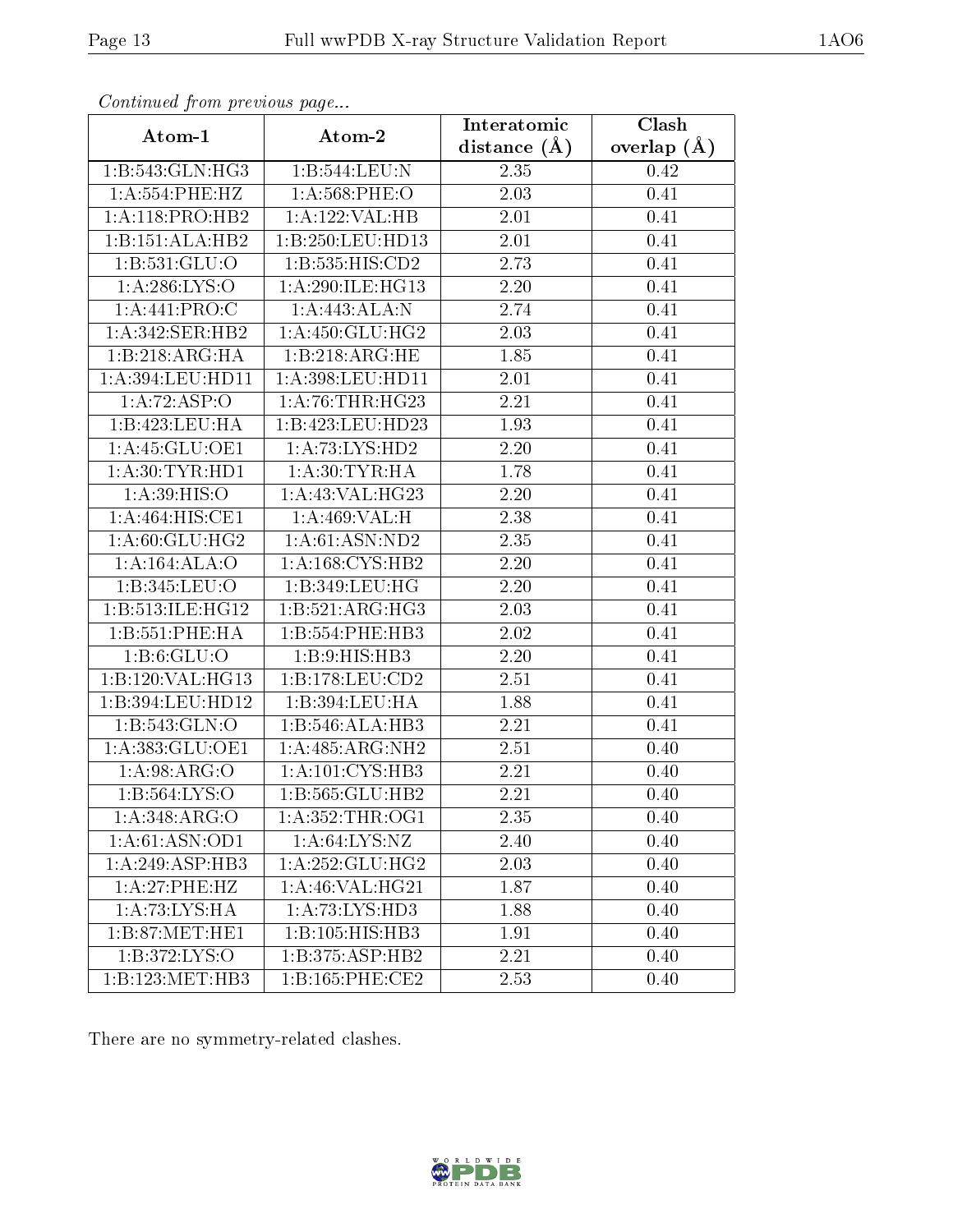*Continued from previous page...*

| Atom-1 | Atom-2 | Interatomic distance (Å) | Clash overlap (Å) |
|---|---|---|---|
| 1:B:543:GLN:HG3 | 1:B:544:LEU:N | 2.35 | 0.42 |
| 1:A:554:PHE:HZ | 1:A:568:PHE:O | 2.03 | 0.41 |
| 1:A:118:PRO:HB2 | 1:A:122:VAL:HB | 2.01 | 0.41 |
| 1:B:151:ALA:HB2 | 1:B:250:LEU:HD13 | 2.01 | 0.41 |
| 1:B:531:GLU:O | 1:B:535:HIS:CD2 | 2.73 | 0.41 |
| 1:A:286:LYS:O | 1:A:290:ILE:HG13 | 2.20 | 0.41 |
| 1:A:441:PRO:C | 1:A:443:ALA:N | 2.74 | 0.41 |
| 1:A:342:SER:HB2 | 1:A:450:GLU:HG2 | 2.03 | 0.41 |
| 1:B:218:ARG:HA | 1:B:218:ARG:HE | 1.85 | 0.41 |
| 1:A:394:LEU:HD11 | 1:A:398:LEU:HD11 | 2.01 | 0.41 |
| 1:A:72:ASP:O | 1:A:76:THR:HG23 | 2.21 | 0.41 |
| 1:B:423:LEU:HA | 1:B:423:LEU:HD23 | 1.93 | 0.41 |
| 1:A:45:GLU:OE1 | 1:A:73:LYS:HD2 | 2.20 | 0.41 |
| 1:A:30:TYR:HD1 | 1:A:30:TYR:HA | 1.78 | 0.41 |
| 1:A:39:HIS:O | 1:A:43:VAL:HG23 | 2.20 | 0.41 |
| 1:A:464:HIS:CE1 | 1:A:469:VAL:H | 2.38 | 0.41 |
| 1:A:60:GLU:HG2 | 1:A:61:ASN:ND2 | 2.35 | 0.41 |
| 1:A:164:ALA:O | 1:A:168:CYS:HB2 | 2.20 | 0.41 |
| 1:B:345:LEU:O | 1:B:349:LEU:HG | 2.20 | 0.41 |
| 1:B:513:ILE:HG12 | 1:B:521:ARG:HG3 | 2.03 | 0.41 |
| 1:B:551:PHE:HA | 1:B:554:PHE:HB3 | 2.02 | 0.41 |
| 1:B:6:GLU:O | 1:B:9:HIS:HB3 | 2.20 | 0.41 |
| 1:B:120:VAL:HG13 | 1:B:178:LEU:CD2 | 2.51 | 0.41 |
| 1:B:394:LEU:HD12 | 1:B:394:LEU:HA | 1.88 | 0.41 |
| 1:B:543:GLN:O | 1:B:546:ALA:HB3 | 2.21 | 0.41 |
| 1:A:383:GLU:OE1 | 1:A:485:ARG:NH2 | 2.51 | 0.40 |
| 1:A:98:ARG:O | 1:A:101:CYS:HB3 | 2.21 | 0.40 |
| 1:B:564:LYS:O | 1:B:565:GLU:HB2 | 2.21 | 0.40 |
| 1:A:348:ARG:O | 1:A:352:THR:OG1 | 2.35 | 0.40 |
| 1:A:61:ASN:OD1 | 1:A:64:LYS:NZ | 2.40 | 0.40 |
| 1:A:249:ASP:HB3 | 1:A:252:GLU:HG2 | 2.03 | 0.40 |
| 1:A:27:PHE:HZ | 1:A:46:VAL:HG21 | 1.87 | 0.40 |
| 1:A:73:LYS:HA | 1:A:73:LYS:HD3 | 1.88 | 0.40 |
| 1:B:87:MET:HE1 | 1:B:105:HIS:HB3 | 1.91 | 0.40 |
| 1:B:372:LYS:O | 1:B:375:ASP:HB2 | 2.21 | 0.40 |
| 1:B:123:MET:HB3 | 1:B:165:PHE:CE2 | 2.53 | 0.40 |

There are no symmetry-related clashes.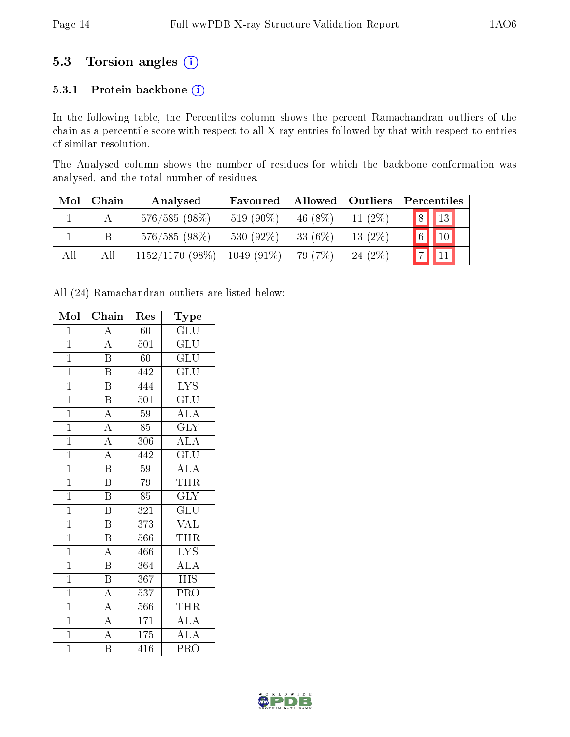## 5.3 Torsion angles (i)

### 5.3.1 Protein backbone (i)

In the following table, the Percentiles column shows the percent Ramachandran outliers of the chain as a percentile score with respect to all X-ray entries followed by that with respect to entries of similar resolution.

The Analysed column shows the number of residues for which the backbone conformation was analysed, and the total number of residues.

| Mol | Chain | Analysed | Favoured | Allowed | Outliers | Percentiles | |
|---|---|---|---|---|---|---|---|
| 1 | A | 576/585 (98%) | 519 (90%) | 46 (8%) | 11 (2%) | 8 | 13 |
| 1 | B | 576/585 (98%) | 530 (92%) | 33 (6%) | 13 (2%) | 6 | 10 |
| All | All | 1152/1170 (98%) | 1049 (91%) | 79 (7%) | 24 (2%) | 7 | 11 |

All (24) Ramachandran outliers are listed below:

| Mol | Chain | Res | Type |
|---|---|---|---|
| 1 | A | 60 | GLU |
| 1 | A | 501 | GLU |
| 1 | B | 60 | GLU |
| 1 | B | 442 | GLU |
| 1 | B | 444 | LYS |
| 1 | B | 501 | GLU |
| 1 | A | 59 | ALA |
| 1 | A | 85 | GLY |
| 1 | A | 306 | ALA |
| 1 | A | 442 | GLU |
| 1 | B | 59 | ALA |
| 1 | B | 79 | THR |
| 1 | B | 85 | GLY |
| 1 | B | 321 | GLU |
| 1 | B | 373 | VAL |
| 1 | B | 566 | THR |
| 1 | A | 466 | LYS |
| 1 | B | 364 | ALA |
| 1 | B | 367 | HIS |
| 1 | A | 537 | PRO |
| 1 | A | 566 | THR |
| 1 | A | 171 | ALA |
| 1 | A | 175 | ALA |
| 1 | B | 416 | PRO |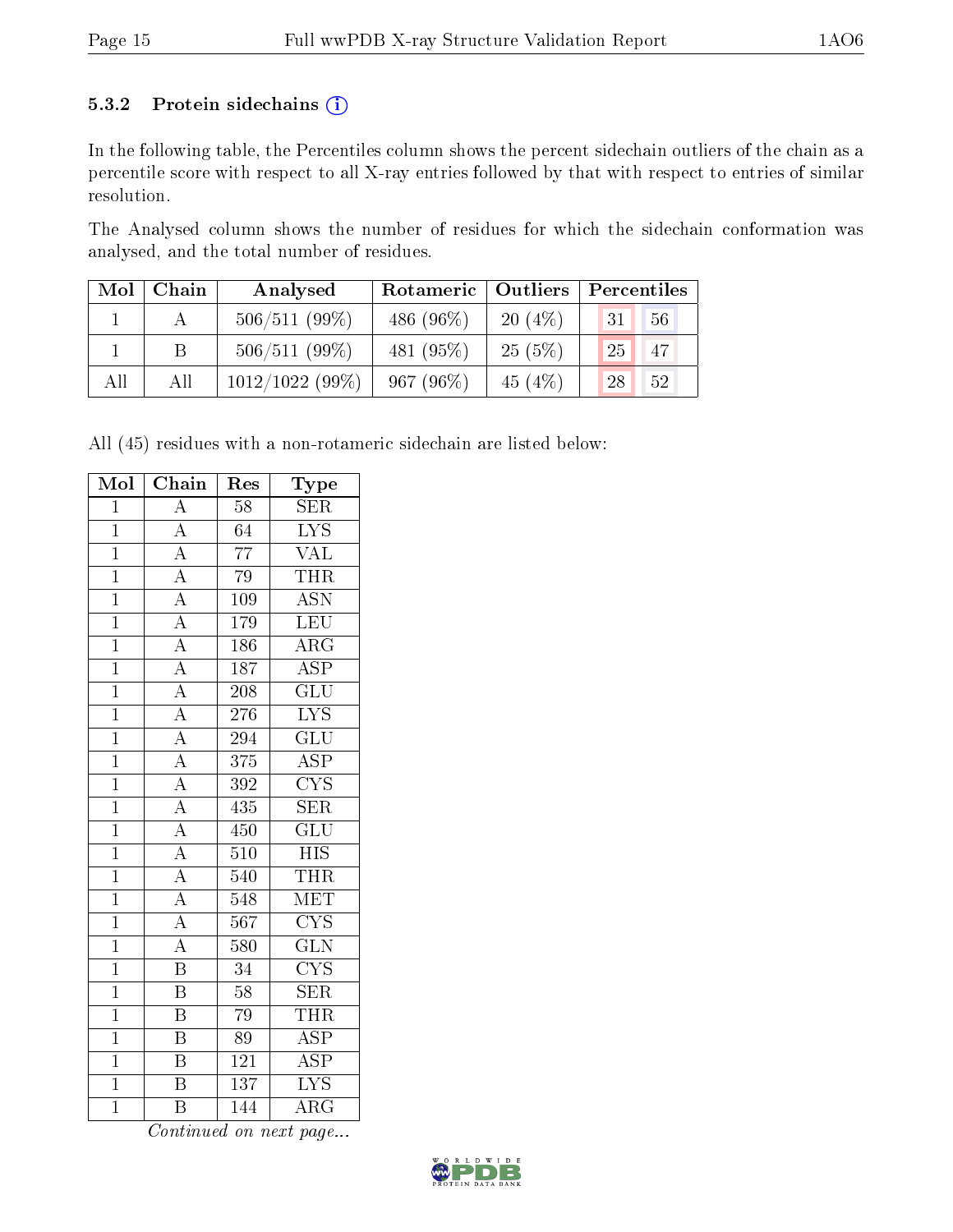### 5.3.2 Protein sidechains

In the following table, the Percentiles column shows the percent sidechain outliers of the chain as a percentile score with respect to all X-ray entries followed by that with respect to entries of similar resolution.

The Analysed column shows the number of residues for which the sidechain conformation was analysed, and the total number of residues.

| Mol | Chain | Analysed | Rotameric | Outliers | Percentiles | |
|---|---|---|---|---|---|---|
| 1 | A | 506/511 (99%) | 486 (96%) | 20 (4%) | 31 | 56 |
| 1 | B | 506/511 (99%) | 481 (95%) | 25 (5%) | 25 | 47 |
| All | All | 1012/1022 (99%) | 967 (96%) | 45 (4%) | 28 | 52 |

All (45) residues with a non-rotameric sidechain are listed below:

| Mol | Chain | Res | Type |
|---|---|---|---|
| 1 | A | 58 | SER |
| 1 | A | 64 | LYS |
| 1 | A | 77 | VAL |
| 1 | A | 79 | THR |
| 1 | A | 109 | ASN |
| 1 | A | 179 | LEU |
| 1 | A | 186 | ARG |
| 1 | A | 187 | ASP |
| 1 | A | 208 | GLU |
| 1 | A | 276 | LYS |
| 1 | A | 294 | GLU |
| 1 | A | 375 | ASP |
| 1 | A | 392 | CYS |
| 1 | A | 435 | SER |
| 1 | A | 450 | GLU |
| 1 | A | 510 | HIS |
| 1 | A | 540 | THR |
| 1 | A | 548 | MET |
| 1 | A | 567 | CYS |
| 1 | A | 580 | GLN |
| 1 | B | 34 | CYS |
| 1 | B | 58 | SER |
| 1 | B | 79 | THR |
| 1 | B | 89 | ASP |
| 1 | B | 121 | ASP |
| 1 | B | 137 | LYS |
| 1 | B | 144 | ARG |

*Continued on next page...*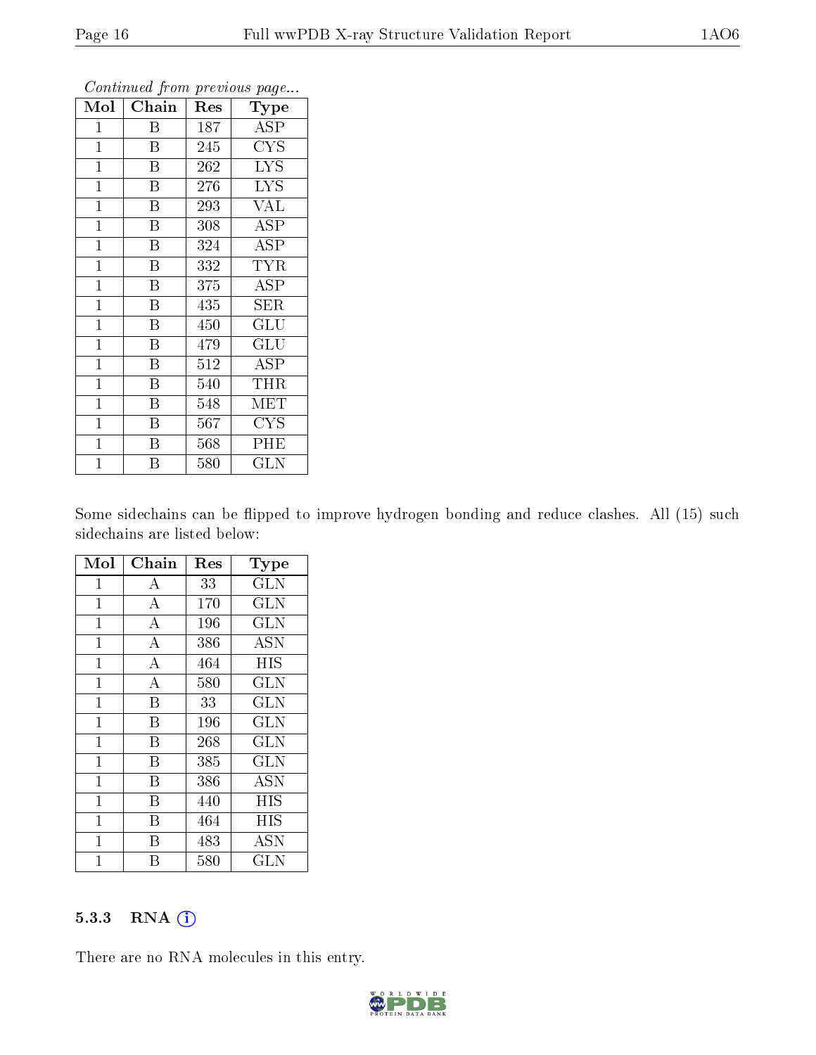*Continued from previous page...*

| Mol | Chain | Res | Type |
|---|---|---|---|
| 1 | B | 187 | ASP |
| 1 | B | 245 | CYS |
| 1 | B | 262 | LYS |
| 1 | B | 276 | LYS |
| 1 | B | 293 | VAL |
| 1 | B | 308 | ASP |
| 1 | B | 324 | ASP |
| 1 | B | 332 | TYR |
| 1 | B | 375 | ASP |
| 1 | B | 435 | SER |
| 1 | B | 450 | GLU |
| 1 | B | 479 | GLU |
| 1 | B | 512 | ASP |
| 1 | B | 540 | THR |
| 1 | B | 548 | MET |
| 1 | B | 567 | CYS |
| 1 | B | 568 | PHE |
| 1 | B | 580 | GLN |

Some sidechains can be flipped to improve hydrogen bonding and reduce clashes. All (15) such sidechains are listed below:

| Mol | Chain | Res | Type |
|---|---|---|---|
| 1 | A | 33 | GLN |
| 1 | A | 170 | GLN |
| 1 | A | 196 | GLN |
| 1 | A | 386 | ASN |
| 1 | A | 464 | HIS |
| 1 | A | 580 | GLN |
| 1 | B | 33 | GLN |
| 1 | B | 196 | GLN |
| 1 | B | 268 | GLN |
| 1 | B | 385 | GLN |
| 1 | B | 386 | ASN |
| 1 | B | 440 | HIS |
| 1 | B | 464 | HIS |
| 1 | B | 483 | ASN |
| 1 | B | 580 | GLN |

### 5.3.3 RNA

There are no RNA molecules in this entry.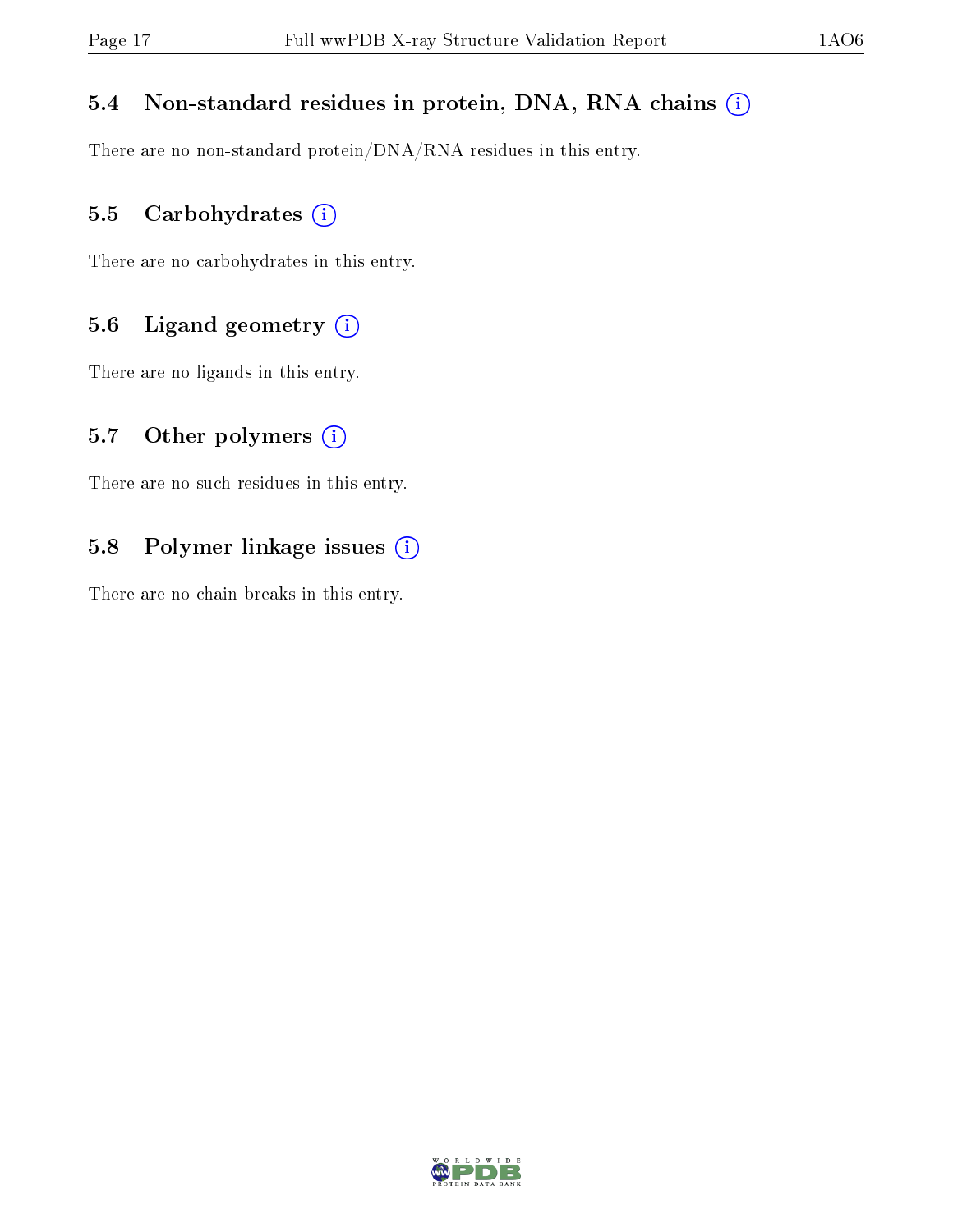### 5.4 Non-standard residues in protein, DNA, RNA chains (i)

There are no non-standard protein/DNA/RNA residues in this entry.

### 5.5 Carbohydrates (i)

There are no carbohydrates in this entry.

### 5.6 Ligand geometry (i)

There are no ligands in this entry.

### 5.7 Other polymers (i)

There are no such residues in this entry.

### 5.8 Polymer linkage issues (i)

There are no chain breaks in this entry.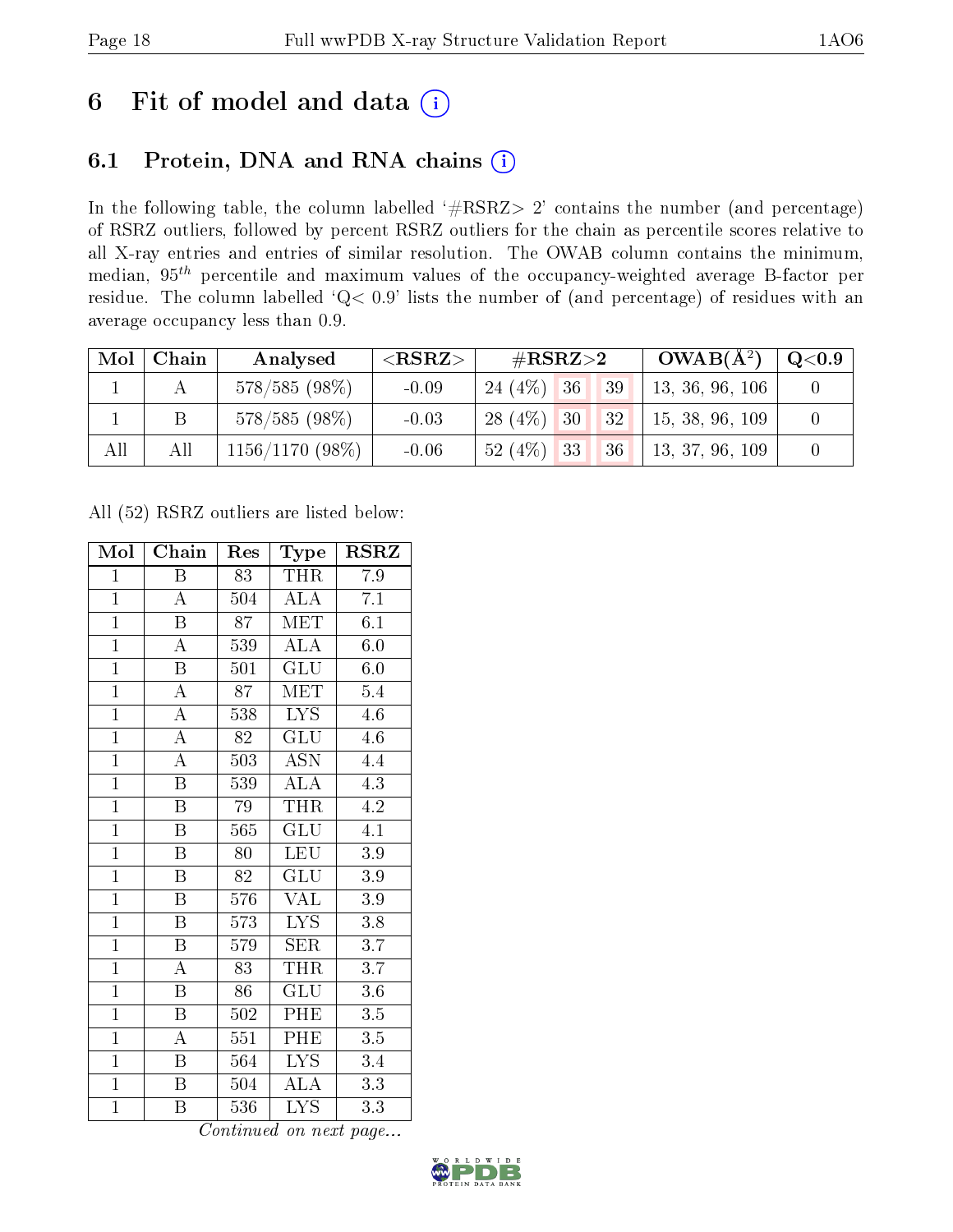# 6 Fit of model and data (i)

## 6.1 Protein, DNA and RNA chains (i)

In the following table, the column labelled '#RSRZ> 2' contains the number (and percentage) of RSRZ outliers, followed by percent RSRZ outliers for the chain as percentile scores relative to all X-ray entries and entries of similar resolution. The OWAB column contains the minimum, median, $95^{th}$ percentile and maximum values of the occupancy-weighted average B-factor per residue. The column labelled 'Q< 0.9' lists the number of (and percentage) of residues with an average occupancy less than 0.9.

| Mol | Chain | Analysed | <RSRZ> | #RSRZ>2 | | | OWAB(Å$^2$) | Q<0.9 |
|---|---|---|---|---|---|---|---|---|
| 1 | A | 578/585 (98%) | -0.09 | 24 (4%) | 36 | 39 | 13, 36, 96, 106 | 0 |
| 1 | B | 578/585 (98%) | -0.03 | 28 (4%) | 30 | 32 | 15, 38, 96, 109 | 0 |
| All | All | 1156/1170 (98%) | -0.06 | 52 (4%) | 33 | 36 | 13, 37, 96, 109 | 0 |

All (52) RSRZ outliers are listed below:

| Mol | Chain | Res | Type | RSRZ |
|---|---|---|---|---|
| 1 | B | 83 | THR | 7.9 |
| 1 | A | 504 | ALA | 7.1 |
| 1 | B | 87 | MET | 6.1 |
| 1 | A | 539 | ALA | 6.0 |
| 1 | B | 501 | GLU | 6.0 |
| 1 | A | 87 | MET | 5.4 |
| 1 | A | 538 | LYS | 4.6 |
| 1 | A | 82 | GLU | 4.6 |
| 1 | A | 503 | ASN | 4.4 |
| 1 | B | 539 | ALA | 4.3 |
| 1 | B | 79 | THR | 4.2 |
| 1 | B | 565 | GLU | 4.1 |
| 1 | B | 80 | LEU | 3.9 |
| 1 | B | 82 | GLU | 3.9 |
| 1 | B | 576 | VAL | 3.9 |
| 1 | B | 573 | LYS | 3.8 |
| 1 | B | 579 | SER | 3.7 |
| 1 | A | 83 | THR | 3.7 |
| 1 | B | 86 | GLU | 3.6 |
| 1 | B | 502 | PHE | 3.5 |
| 1 | A | 551 | PHE | 3.5 |
| 1 | B | 564 | LYS | 3.4 |
| 1 | B | 504 | ALA | 3.3 |
| 1 | B | 536 | LYS | 3.3 |

*Continued on next page...*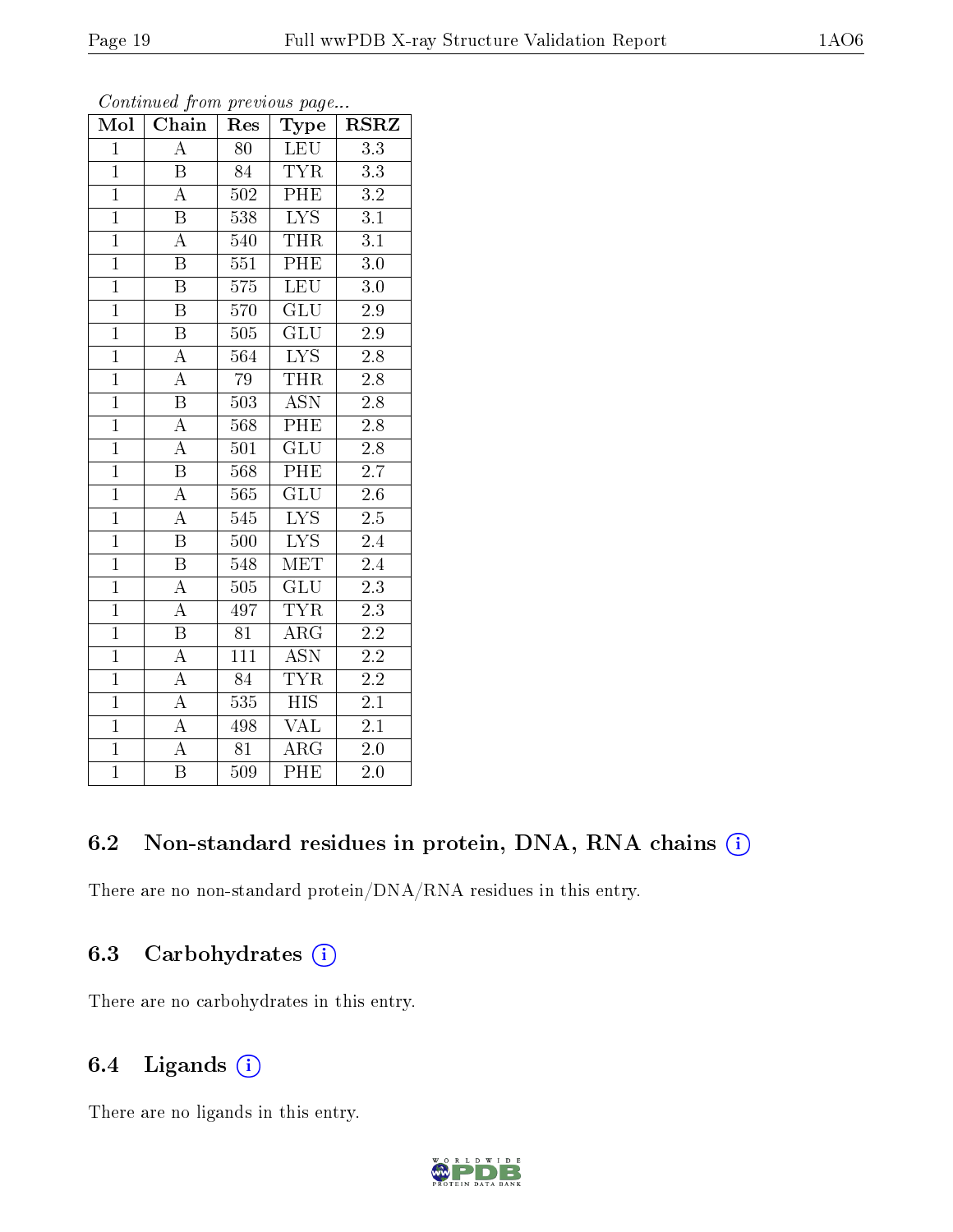*Continued from previous page...*

| Mol | Chain | Res | Type | RSRZ |
|---|---|---|---|---|
| 1 | A | 80 | LEU | 3.3 |
| 1 | B | 84 | TYR | 3.3 |
| 1 | A | 502 | PHE | 3.2 |
| 1 | B | 538 | LYS | 3.1 |
| 1 | A | 540 | THR | 3.1 |
| 1 | B | 551 | PHE | 3.0 |
| 1 | B | 575 | LEU | 3.0 |
| 1 | B | 570 | GLU | 2.9 |
| 1 | B | 505 | GLU | 2.9 |
| 1 | A | 564 | LYS | 2.8 |
| 1 | A | 79 | THR | 2.8 |
| 1 | B | 503 | ASN | 2.8 |
| 1 | A | 568 | PHE | 2.8 |
| 1 | A | 501 | GLU | 2.8 |
| 1 | B | 568 | PHE | 2.7 |
| 1 | A | 565 | GLU | 2.6 |
| 1 | A | 545 | LYS | 2.5 |
| 1 | B | 500 | LYS | 2.4 |
| 1 | B | 548 | MET | 2.4 |
| 1 | A | 505 | GLU | 2.3 |
| 1 | A | 497 | TYR | 2.3 |
| 1 | B | 81 | ARG | 2.2 |
| 1 | A | 111 | ASN | 2.2 |
| 1 | A | 84 | TYR | 2.2 |
| 1 | A | 535 | HIS | 2.1 |
| 1 | A | 498 | VAL | 2.1 |
| 1 | A | 81 | ARG | 2.0 |
| 1 | B | 509 | PHE | 2.0 |

### 6.2 Non-standard residues in protein, DNA, RNA chains

There are no non-standard protein/DNA/RNA residues in this entry.

### 6.3 Carbohydrates

There are no carbohydrates in this entry.

### 6.4 Ligands

There are no ligands in this entry.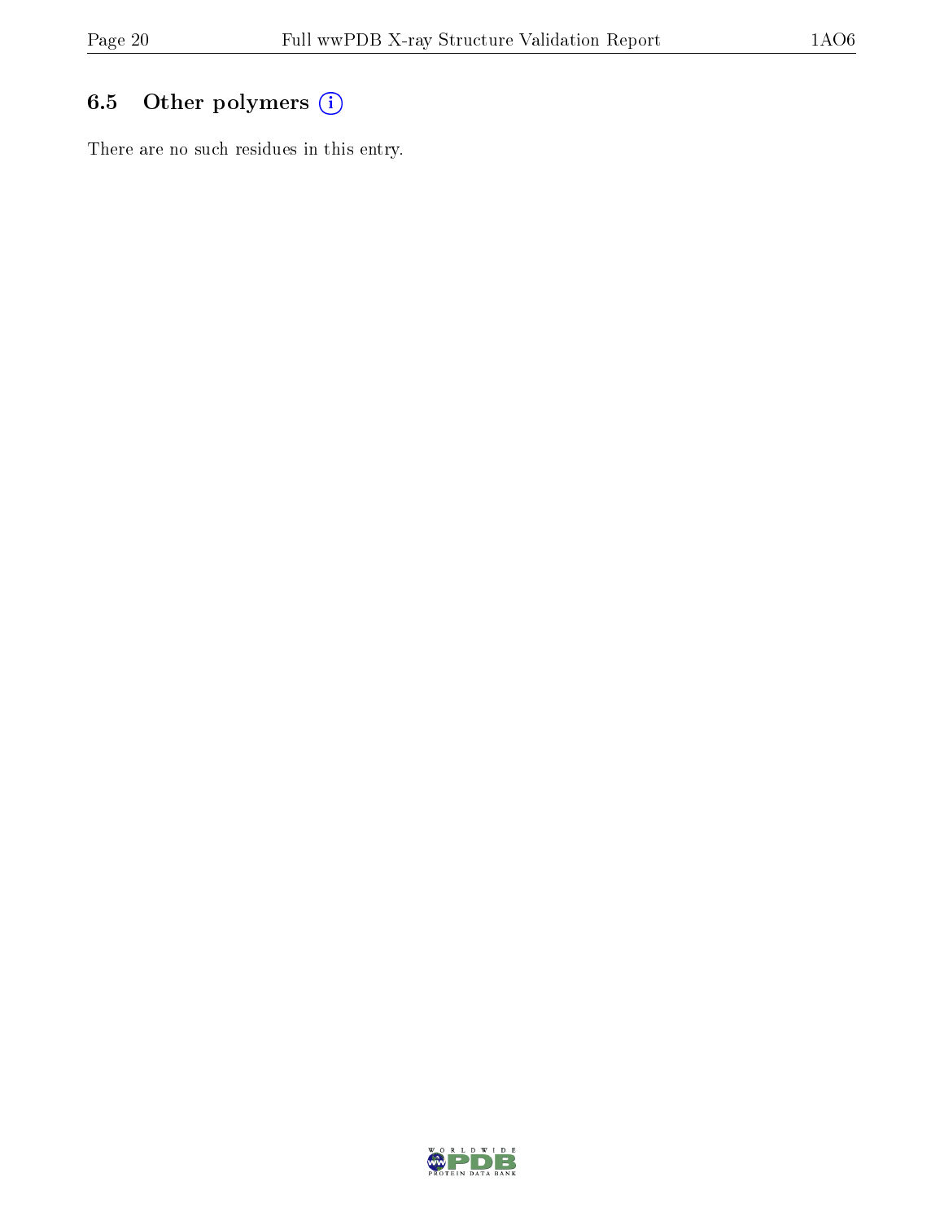### 6.5 Other polymers (i)

There are no such residues in this entry.